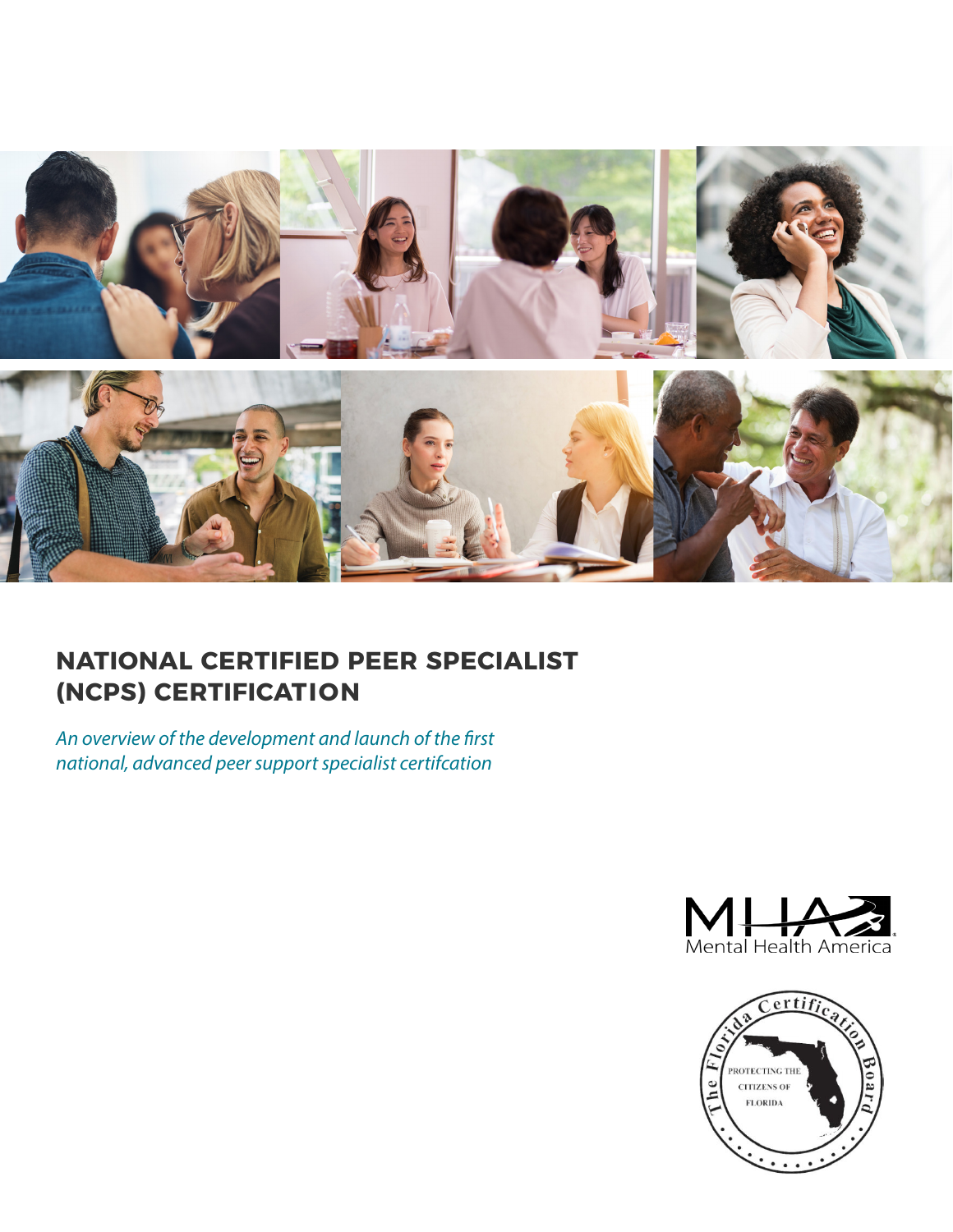# NATIONAL CERTIFIED PEER SPECIALIST (NCPS) CERTIFICATION

*An overview of the development and launch of the first national, advanced peer support specialist certifcation*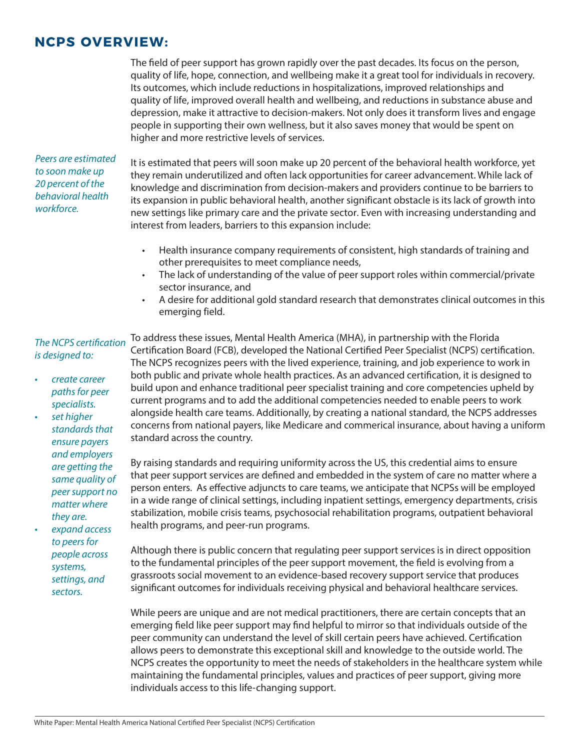## NCPS OVERVIEW:

The field of peer support has grown rapidly over the past decades. Its focus on the person, quality of life, hope, connection, and wellbeing make it a great tool for individuals in recovery. Its outcomes, which include reductions in hospitalizations, improved relationships and quality of life, improved overall health and wellbeing, and reductions in substance abuse and depression, make it attractive to decision-makers. Not only does it transform lives and engage people in supporting their own wellness, but it also saves money that would be spent on higher and more restrictive levels of services.

*Peers are estimated to soon make up 20 percent of the behavioral health workforce.*

It is estimated that peers will soon make up 20 percent of the behavioral health workforce, yet they remain underutilized and often lack opportunities for career advancement. While lack of knowledge and discrimination from decision-makers and providers continue to be barriers to its expansion in public behavioral health, another significant obstacle is its lack of growth into new settings like primary care and the private sector. Even with increasing understanding and interest from leaders, barriers to this expansion include:

- Health insurance company requirements of consistent, high standards of training and other prerequisites to meet compliance needs,
- The lack of understanding of the value of peer support roles within commercial/private sector insurance, and
- A desire for additional gold standard research that demonstrates clinical outcomes in this emerging field.

*The NCPS certification is designed to:*

- *create career paths for peer specialists.*
- *set higher standards that ensure payers and employers are getting the same quality of peer support no matter where they are.*
- *expand access to peers for people across systems, settings, and sectors.*

To address these issues, Mental Health America (MHA), in partnership with the Florida Certification Board (FCB), developed the National Certified Peer Specialist (NCPS) certification. The NCPS recognizes peers with the lived experience, training, and job experience to work in both public and private whole health practices. As an advanced certification, it is designed to build upon and enhance traditional peer specialist training and core competencies upheld by current programs and to add the additional competencies needed to enable peers to work alongside health care teams. Additionally, by creating a national standard, the NCPS addresses concerns from national payers, like Medicare and commerical insurance, about having a uniform standard across the country.

By raising standards and requiring uniformity across the US, this credential aims to ensure that peer support services are defined and embedded in the system of care no matter where a person enters. As effective adjuncts to care teams, we anticipate that NCPSs will be employed in a wide range of clinical settings, including inpatient settings, emergency departments, crisis stabilization, mobile crisis teams, psychosocial rehabilitation programs, outpatient behavioral health programs, and peer-run programs.

Although there is public concern that regulating peer support services is in direct opposition to the fundamental principles of the peer support movement, the field is evolving from a grassroots social movement to an evidence-based recovery support service that produces significant outcomes for individuals receiving physical and behavioral healthcare services.

While peers are unique and are not medical practitioners, there are certain concepts that an emerging field like peer support may find helpful to mirror so that individuals outside of the peer community can understand the level of skill certain peers have achieved. Certification allows peers to demonstrate this exceptional skill and knowledge to the outside world. The NCPS creates the opportunity to meet the needs of stakeholders in the healthcare system while maintaining the fundamental principles, values and practices of peer support, giving more individuals access to this life-changing support.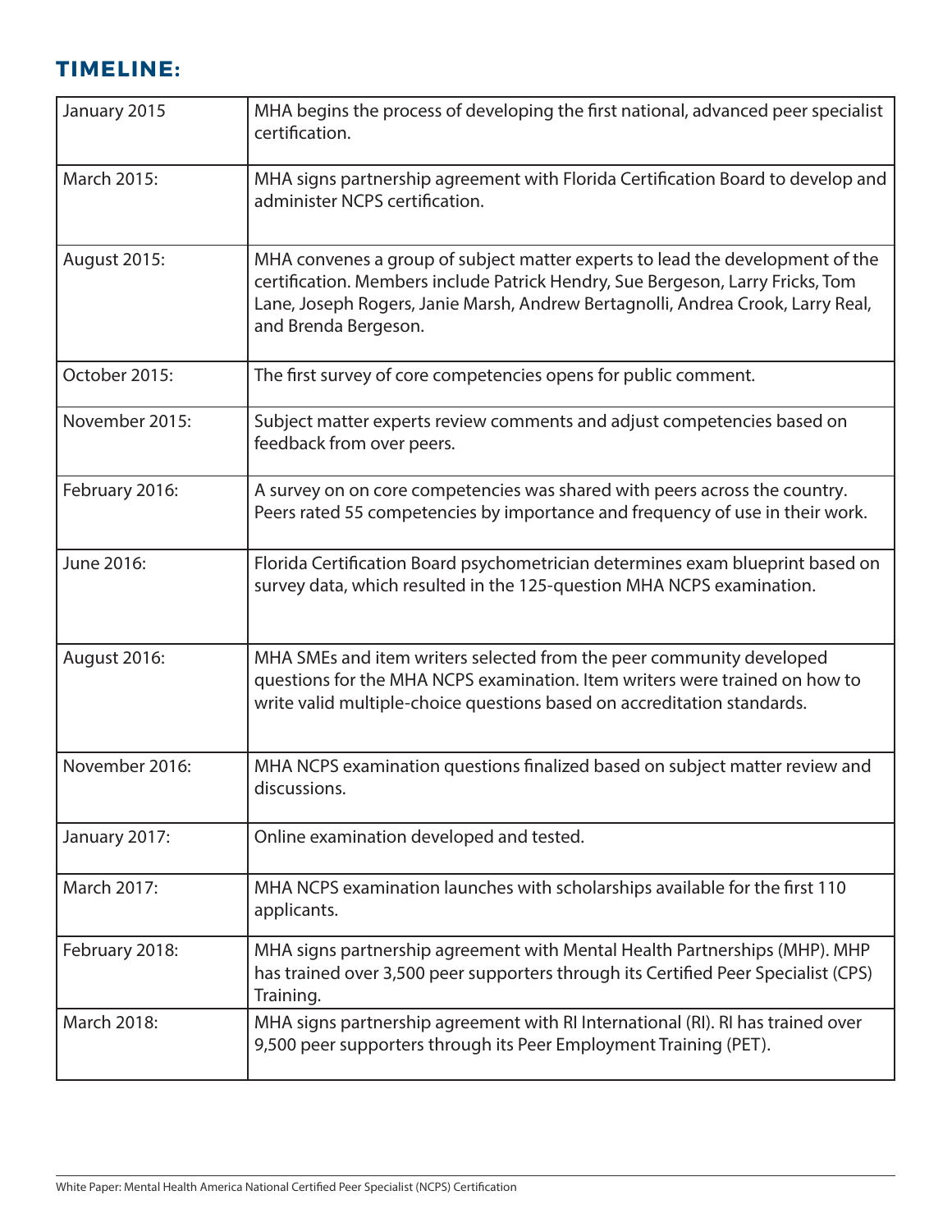## TIMELINE:

| | |
|---|---|
| January 2015 | MHA begins the process of developing the first national, advanced peer specialist certification. |
| March 2015: | MHA signs partnership agreement with Florida Certification Board to develop and administer NCPS certification. |
| August 2015: | MHA convenes a group of subject matter experts to lead the development of the certification. Members include Patrick Hendry, Sue Bergeson, Larry Fricks, Tom Lane, Joseph Rogers, Janie Marsh, Andrew Bertagnolli, Andrea Crook, Larry Real, and Brenda Bergeson. |
| October 2015: | The first survey of core competencies opens for public comment. |
| November 2015: | Subject matter experts review comments and adjust competencies based on feedback from over peers. |
| February 2016: | A survey on on core competencies was shared with peers across the country. Peers rated 55 competencies by importance and frequency of use in their work. |
| June 2016: | Florida Certification Board psychometrician determines exam blueprint based on survey data, which resulted in the 125-question MHA NCPS examination. |
| August 2016: | MHA SMEs and item writers selected from the peer community developed questions for the MHA NCPS examination. Item writers were trained on how to write valid multiple-choice questions based on accreditation standards. |
| November 2016: | MHA NCPS examination questions finalized based on subject matter review and discussions. |
| January 2017: | Online examination developed and tested. |
| March 2017: | MHA NCPS examination launches with scholarships available for the first 110 applicants. |
| February 2018: | MHA signs partnership agreement with Mental Health Partnerships (MHP). MHP has trained over 3,500 peer supporters through its Certified Peer Specialist (CPS) Training. |
| March 2018: | MHA signs partnership agreement with RI International (RI). RI has trained over 9,500 peer supporters through its Peer Employment Training (PET). |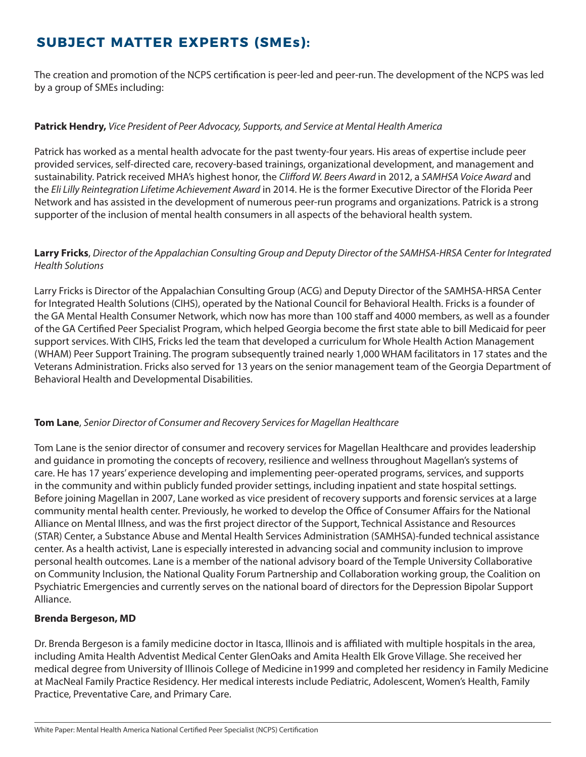## SUBJECT MATTER EXPERTS (SMEs):

The creation and promotion of the NCPS certification is peer-led and peer-run. The development of the NCPS was led by a group of SMEs including:

**Patrick Hendry,** *Vice President of Peer Advocacy, Supports, and Service at Mental Health America*

Patrick has worked as a mental health advocate for the past twenty-four years. His areas of expertise include peer provided services, self-directed care, recovery-based trainings, organizational development, and management and sustainability. Patrick received MHA's highest honor, the *Clifford W. Beers Award* in 2012, a *SAMHSA Voice Award* and the *Eli Lilly Reintegration Lifetime Achievement Award* in 2014. He is the former Executive Director of the Florida Peer Network and has assisted in the development of numerous peer-run programs and organizations. Patrick is a strong supporter of the inclusion of mental health consumers in all aspects of the behavioral health system.

**Larry Fricks**, *Director of the Appalachian Consulting Group and Deputy Director of the SAMHSA-HRSA Center for Integrated Health Solutions*

Larry Fricks is Director of the Appalachian Consulting Group (ACG) and Deputy Director of the SAMHSA-HRSA Center for Integrated Health Solutions (CIHS), operated by the National Council for Behavioral Health. Fricks is a founder of the GA Mental Health Consumer Network, which now has more than 100 staff and 4000 members, as well as a founder of the GA Certified Peer Specialist Program, which helped Georgia become the first state able to bill Medicaid for peer support services. With CIHS, Fricks led the team that developed a curriculum for Whole Health Action Management (WHAM) Peer Support Training. The program subsequently trained nearly 1,000 WHAM facilitators in 17 states and the Veterans Administration. Fricks also served for 13 years on the senior management team of the Georgia Department of Behavioral Health and Developmental Disabilities.

**Tom Lane**, *Senior Director of Consumer and Recovery Services for Magellan Healthcare*

Tom Lane is the senior director of consumer and recovery services for Magellan Healthcare and provides leadership and guidance in promoting the concepts of recovery, resilience and wellness throughout Magellan's systems of care. He has 17 years' experience developing and implementing peer-operated programs, services, and supports in the community and within publicly funded provider settings, including inpatient and state hospital settings. Before joining Magellan in 2007, Lane worked as vice president of recovery supports and forensic services at a large community mental health center. Previously, he worked to develop the Office of Consumer Affairs for the National Alliance on Mental Illness, and was the first project director of the Support, Technical Assistance and Resources (STAR) Center, a Substance Abuse and Mental Health Services Administration (SAMHSA)-funded technical assistance center. As a health activist, Lane is especially interested in advancing social and community inclusion to improve personal health outcomes. Lane is a member of the national advisory board of the Temple University Collaborative on Community Inclusion, the National Quality Forum Partnership and Collaboration working group, the Coalition on Psychiatric Emergencies and currently serves on the national board of directors for the Depression Bipolar Support Alliance.

**Brenda Bergeson, MD**

Dr. Brenda Bergeson is a family medicine doctor in Itasca, Illinois and is affiliated with multiple hospitals in the area, including Amita Health Adventist Medical Center GlenOaks and Amita Health Elk Grove Village. She received her medical degree from University of Illinois College of Medicine in1999 and completed her residency in Family Medicine at MacNeal Family Practice Residency. Her medical interests include Pediatric, Adolescent, Women's Health, Family Practice, Preventative Care, and Primary Care.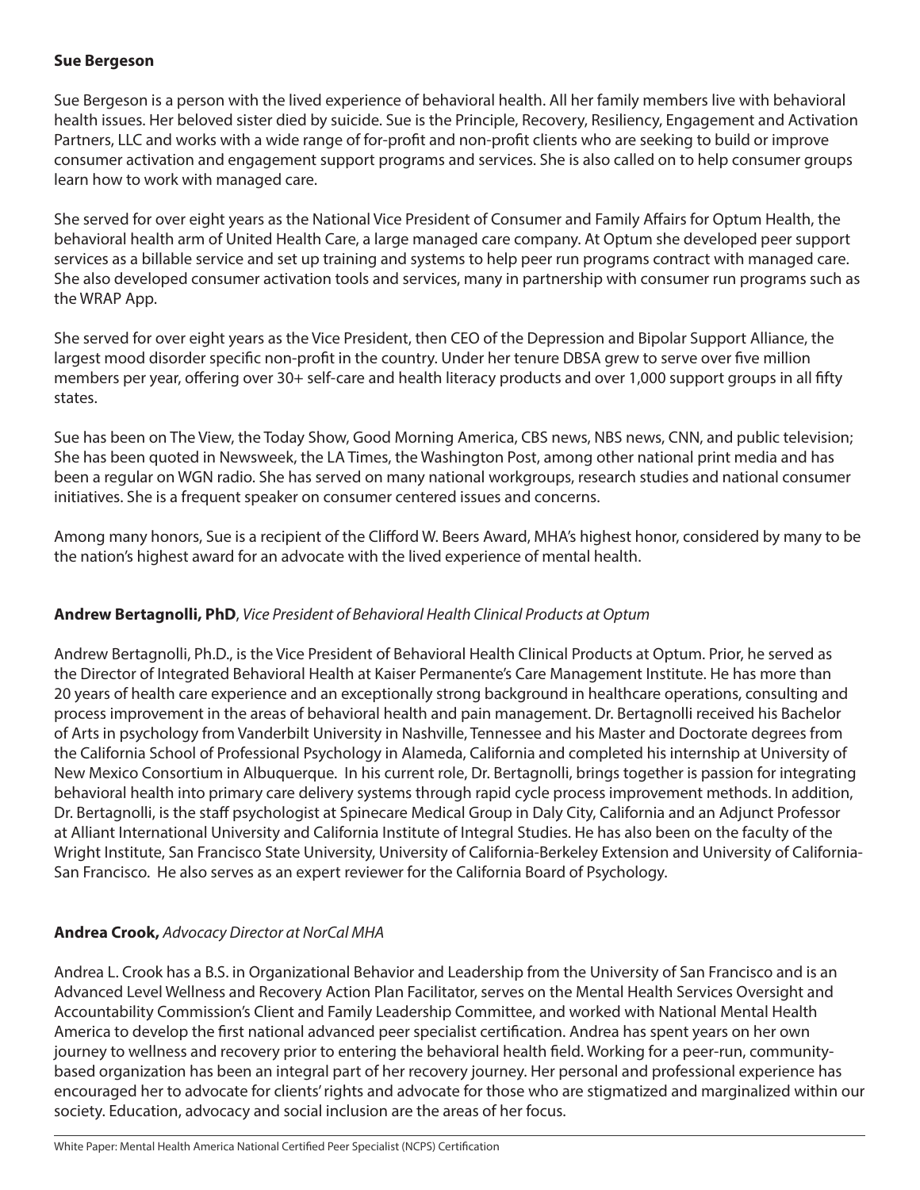**Sue Bergeson**

Sue Bergeson is a person with the lived experience of behavioral health. All her family members live with behavioral health issues. Her beloved sister died by suicide. Sue is the Principle, Recovery, Resiliency, Engagement and Activation Partners, LLC and works with a wide range of for-profit and non-profit clients who are seeking to build or improve consumer activation and engagement support programs and services. She is also called on to help consumer groups learn how to work with managed care.

She served for over eight years as the National Vice President of Consumer and Family Affairs for Optum Health, the behavioral health arm of United Health Care, a large managed care company. At Optum she developed peer support services as a billable service and set up training and systems to help peer run programs contract with managed care. She also developed consumer activation tools and services, many in partnership with consumer run programs such as the WRAP App.

She served for over eight years as the Vice President, then CEO of the Depression and Bipolar Support Alliance, the largest mood disorder specific non-profit in the country. Under her tenure DBSA grew to serve over five million members per year, offering over 30+ self-care and health literacy products and over 1,000 support groups in all fifty states.

Sue has been on The View, the Today Show, Good Morning America, CBS news, NBS news, CNN, and public television; She has been quoted in Newsweek, the LA Times, the Washington Post, among other national print media and has been a regular on WGN radio. She has served on many national workgroups, research studies and national consumer initiatives. She is a frequent speaker on consumer centered issues and concerns.

Among many honors, Sue is a recipient of the Clifford W. Beers Award, MHA's highest honor, considered by many to be the nation's highest award for an advocate with the lived experience of mental health.

**Andrew Bertagnolli, PhD**, *Vice President of Behavioral Health Clinical Products at Optum*

Andrew Bertagnolli, Ph.D., is the Vice President of Behavioral Health Clinical Products at Optum. Prior, he served as the Director of Integrated Behavioral Health at Kaiser Permanente's Care Management Institute. He has more than 20 years of health care experience and an exceptionally strong background in healthcare operations, consulting and process improvement in the areas of behavioral health and pain management. Dr. Bertagnolli received his Bachelor of Arts in psychology from Vanderbilt University in Nashville, Tennessee and his Master and Doctorate degrees from the California School of Professional Psychology in Alameda, California and completed his internship at University of New Mexico Consortium in Albuquerque. In his current role, Dr. Bertagnolli, brings together is passion for integrating behavioral health into primary care delivery systems through rapid cycle process improvement methods. In addition, Dr. Bertagnolli, is the staff psychologist at Spinecare Medical Group in Daly City, California and an Adjunct Professor at Alliant International University and California Institute of Integral Studies. He has also been on the faculty of the Wright Institute, San Francisco State University, University of California-Berkeley Extension and University of California-San Francisco. He also serves as an expert reviewer for the California Board of Psychology.

**Andrea Crook,** *Advocacy Director at NorCal MHA*

Andrea L. Crook has a B.S. in Organizational Behavior and Leadership from the University of San Francisco and is an Advanced Level Wellness and Recovery Action Plan Facilitator, serves on the Mental Health Services Oversight and Accountability Commission's Client and Family Leadership Committee, and worked with National Mental Health America to develop the first national advanced peer specialist certification. Andrea has spent years on her own journey to wellness and recovery prior to entering the behavioral health field. Working for a peer-run, community-based organization has been an integral part of her recovery journey. Her personal and professional experience has encouraged her to advocate for clients' rights and advocate for those who are stigmatized and marginalized within our society. Education, advocacy and social inclusion are the areas of her focus.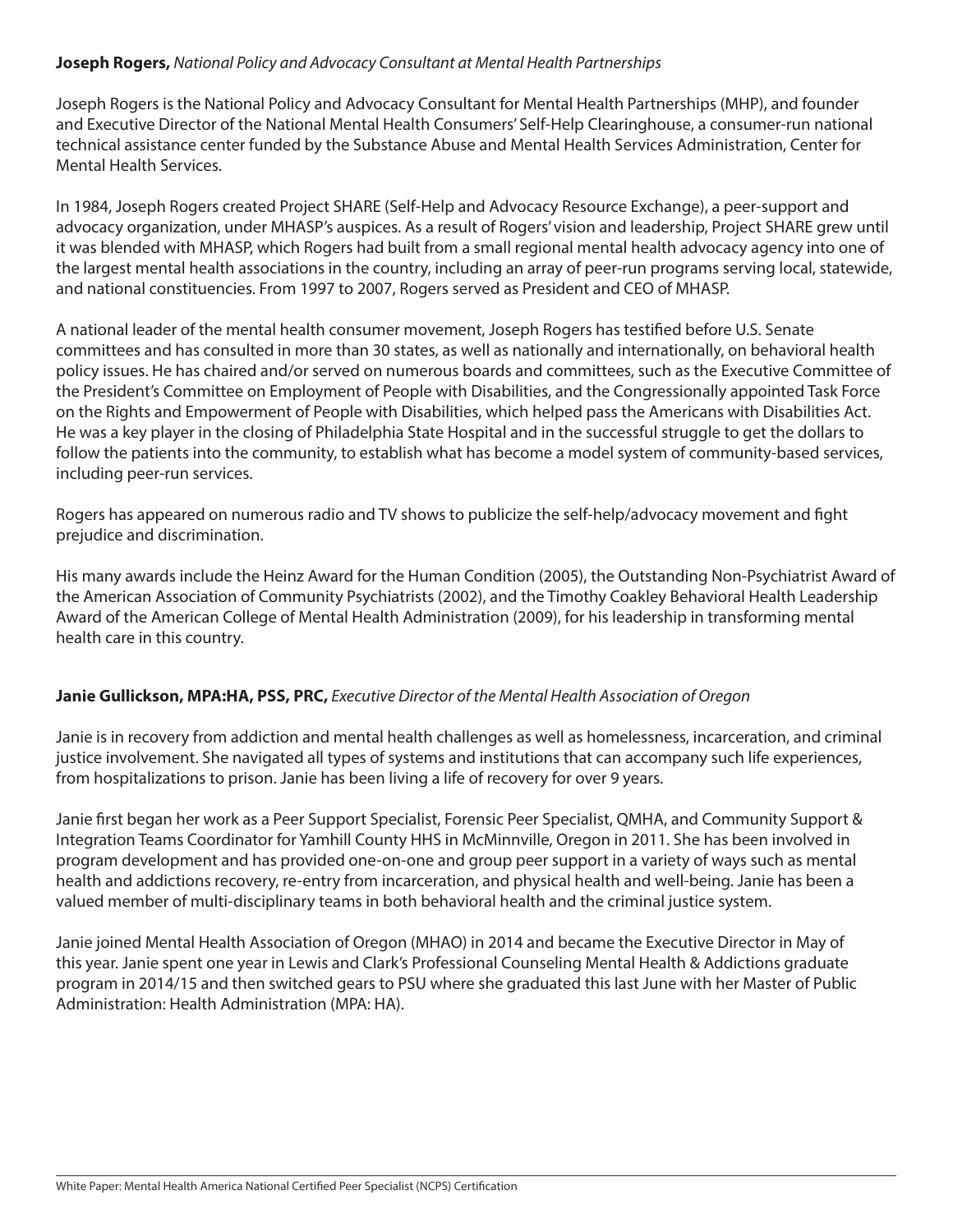**Joseph Rogers,** *National Policy and Advocacy Consultant at Mental Health Partnerships*

Joseph Rogers is the National Policy and Advocacy Consultant for Mental Health Partnerships (MHP), and founder and Executive Director of the National Mental Health Consumers' Self-Help Clearinghouse, a consumer-run national technical assistance center funded by the Substance Abuse and Mental Health Services Administration, Center for Mental Health Services.

In 1984, Joseph Rogers created Project SHARE (Self-Help and Advocacy Resource Exchange), a peer-support and advocacy organization, under MHASP's auspices. As a result of Rogers' vision and leadership, Project SHARE grew until it was blended with MHASP, which Rogers had built from a small regional mental health advocacy agency into one of the largest mental health associations in the country, including an array of peer-run programs serving local, statewide, and national constituencies. From 1997 to 2007, Rogers served as President and CEO of MHASP.

A national leader of the mental health consumer movement, Joseph Rogers has testified before U.S. Senate committees and has consulted in more than 30 states, as well as nationally and internationally, on behavioral health policy issues. He has chaired and/or served on numerous boards and committees, such as the Executive Committee of the President's Committee on Employment of People with Disabilities, and the Congressionally appointed Task Force on the Rights and Empowerment of People with Disabilities, which helped pass the Americans with Disabilities Act. He was a key player in the closing of Philadelphia State Hospital and in the successful struggle to get the dollars to follow the patients into the community, to establish what has become a model system of community-based services, including peer-run services.

Rogers has appeared on numerous radio and TV shows to publicize the self-help/advocacy movement and fight prejudice and discrimination.

His many awards include the Heinz Award for the Human Condition (2005), the Outstanding Non-Psychiatrist Award of the American Association of Community Psychiatrists (2002), and the Timothy Coakley Behavioral Health Leadership Award of the American College of Mental Health Administration (2009), for his leadership in transforming mental health care in this country.

**Janie Gullickson, MPA:HA, PSS, PRC,** *Executive Director of the Mental Health Association of Oregon*

Janie is in recovery from addiction and mental health challenges as well as homelessness, incarceration, and criminal justice involvement. She navigated all types of systems and institutions that can accompany such life experiences, from hospitalizations to prison. Janie has been living a life of recovery for over 9 years.

Janie first began her work as a Peer Support Specialist, Forensic Peer Specialist, QMHA, and Community Support & Integration Teams Coordinator for Yamhill County HHS in McMinnville, Oregon in 2011. She has been involved in program development and has provided one-on-one and group peer support in a variety of ways such as mental health and addictions recovery, re-entry from incarceration, and physical health and well-being. Janie has been a valued member of multi-disciplinary teams in both behavioral health and the criminal justice system.

Janie joined Mental Health Association of Oregon (MHAO) in 2014 and became the Executive Director in May of this year. Janie spent one year in Lewis and Clark's Professional Counseling Mental Health & Addictions graduate program in 2014/15 and then switched gears to PSU where she graduated this last June with her Master of Public Administration: Health Administration (MPA: HA).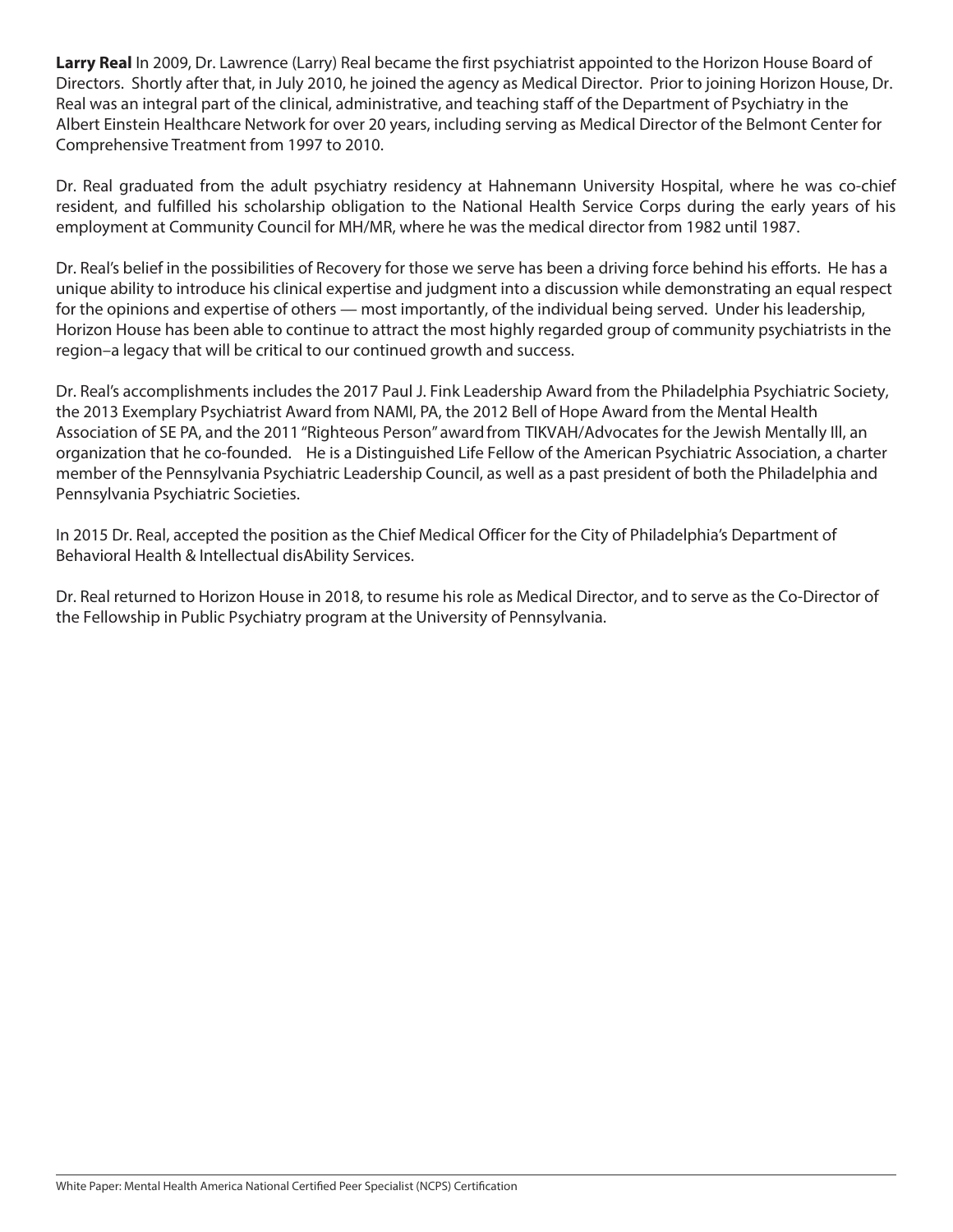**Larry Real** In 2009, Dr. Lawrence (Larry) Real became the first psychiatrist appointed to the Horizon House Board of Directors. Shortly after that, in July 2010, he joined the agency as Medical Director. Prior to joining Horizon House, Dr. Real was an integral part of the clinical, administrative, and teaching staff of the Department of Psychiatry in the Albert Einstein Healthcare Network for over 20 years, including serving as Medical Director of the Belmont Center for Comprehensive Treatment from 1997 to 2010.

Dr. Real graduated from the adult psychiatry residency at Hahnemann University Hospital, where he was co-chief resident, and fulfilled his scholarship obligation to the National Health Service Corps during the early years of his employment at Community Council for MH/MR, where he was the medical director from 1982 until 1987.

Dr. Real's belief in the possibilities of Recovery for those we serve has been a driving force behind his efforts. He has a unique ability to introduce his clinical expertise and judgment into a discussion while demonstrating an equal respect for the opinions and expertise of others — most importantly, of the individual being served. Under his leadership, Horizon House has been able to continue to attract the most highly regarded group of community psychiatrists in the region–a legacy that will be critical to our continued growth and success.

Dr. Real's accomplishments includes the 2017 Paul J. Fink Leadership Award from the Philadelphia Psychiatric Society, the 2013 Exemplary Psychiatrist Award from NAMI, PA, the 2012 Bell of Hope Award from the Mental Health Association of SE PA, and the 2011 "Righteous Person" award from TIKVAH/Advocates for the Jewish Mentally Ill, an organization that he co-founded. He is a Distinguished Life Fellow of the American Psychiatric Association, a charter member of the Pennsylvania Psychiatric Leadership Council, as well as a past president of both the Philadelphia and Pennsylvania Psychiatric Societies.

In 2015 Dr. Real, accepted the position as the Chief Medical Officer for the City of Philadelphia's Department of Behavioral Health & Intellectual disAbility Services.

Dr. Real returned to Horizon House in 2018, to resume his role as Medical Director, and to serve as the Co-Director of the Fellowship in Public Psychiatry program at the University of Pennsylvania.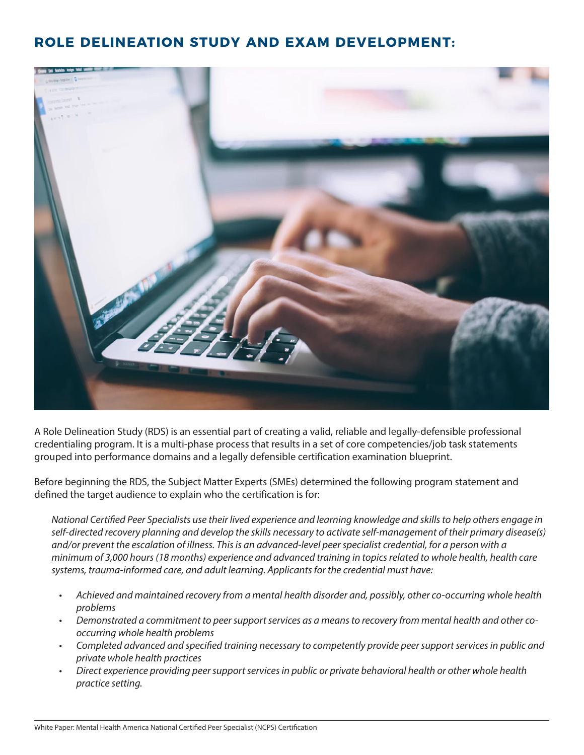## ROLE DELINEATION STUDY AND EXAM DEVELOPMENT:

A Role Delineation Study (RDS) is an essential part of creating a valid, reliable and legally-defensible professional credentialing program. It is a multi-phase process that results in a set of core competencies/job task statements grouped into performance domains and a legally defensible certification examination blueprint.

Before beginning the RDS, the Subject Matter Experts (SMEs) determined the following program statement and defined the target audience to explain who the certification is for:

*National Certified Peer Specialists use their lived experience and learning knowledge and skills to help others engage in self-directed recovery planning and develop the skills necessary to activate self-management of their primary disease(s) and/or prevent the escalation of illness. This is an advanced-level peer specialist credential, for a person with a minimum of 3,000 hours (18 months) experience and advanced training in topics related to whole health, health care systems, trauma-informed care, and adult learning. Applicants for the credential must have:*

- *Achieved and maintained recovery from a mental health disorder and, possibly, other co-occurring whole health problems*
- *Demonstrated a commitment to peer support services as a means to recovery from mental health and other co-occurring whole health problems*
- *Completed advanced and specified training necessary to competently provide peer support services in public and private whole health practices*
- *Direct experience providing peer support services in public or private behavioral health or other whole health practice setting.*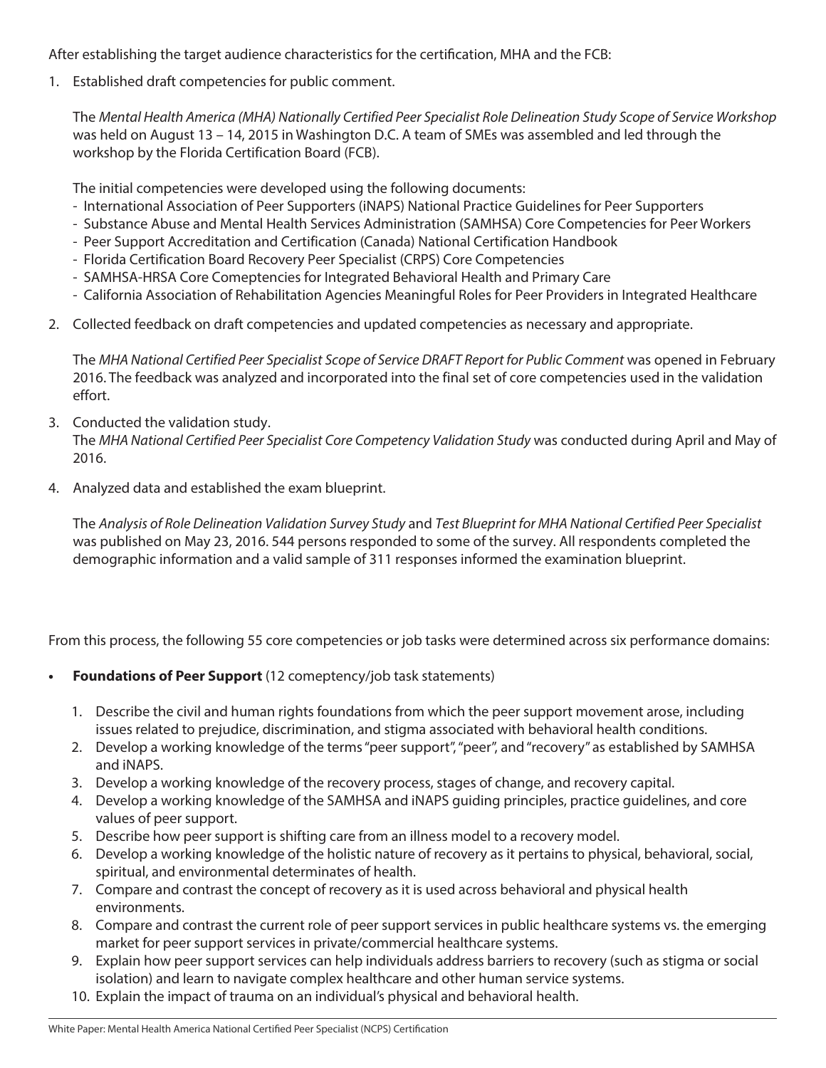After establishing the target audience characteristics for the certification, MHA and the FCB:

1. Established draft competencies for public comment.

   The *Mental Health America (MHA) Nationally Certified Peer Specialist Role Delineation Study Scope of Service Workshop* was held on August 13 – 14, 2015 in Washington D.C. A team of SMEs was assembled and led through the workshop by the Florida Certification Board (FCB).

   The initial competencies were developed using the following documents:
   - International Association of Peer Supporters (iNAPS) National Practice Guidelines for Peer Supporters
   - Substance Abuse and Mental Health Services Administration (SAMHSA) Core Competencies for Peer Workers
   - Peer Support Accreditation and Certification (Canada) National Certification Handbook
   - Florida Certification Board Recovery Peer Specialist (CRPS) Core Competencies
   - SAMHSA-HRSA Core Comeptencies for Integrated Behavioral Health and Primary Care
   - California Association of Rehabilitation Agencies Meaningful Roles for Peer Providers in Integrated Healthcare

2. Collected feedback on draft competencies and updated competencies as necessary and appropriate.

   The *MHA National Certified Peer Specialist Scope of Service DRAFT Report for Public Comment* was opened in February 2016. The feedback was analyzed and incorporated into the final set of core competencies used in the validation effort.

3. Conducted the validation study.
   The *MHA National Certified Peer Specialist Core Competency Validation Study* was conducted during April and May of 2016.

4. Analyzed data and established the exam blueprint.

   The *Analysis of Role Delineation Validation Survey Study* and *Test Blueprint for MHA National Certified Peer Specialist* was published on May 23, 2016. 544 persons responded to some of the survey. All respondents completed the demographic information and a valid sample of 311 responses informed the examination blueprint.

From this process, the following 55 core competencies or job tasks were determined across six performance domains:

- **Foundations of Peer Support** (12 comeptency/job task statements)

  1. Describe the civil and human rights foundations from which the peer support movement arose, including issues related to prejudice, discrimination, and stigma associated with behavioral health conditions.
  2. Develop a working knowledge of the terms "peer support", "peer", and "recovery" as established by SAMHSA and iNAPS.
  3. Develop a working knowledge of the recovery process, stages of change, and recovery capital.
  4. Develop a working knowledge of the SAMHSA and iNAPS guiding principles, practice guidelines, and core values of peer support.
  5. Describe how peer support is shifting care from an illness model to a recovery model.
  6. Develop a working knowledge of the holistic nature of recovery as it pertains to physical, behavioral, social, spiritual, and environmental determinates of health.
  7. Compare and contrast the concept of recovery as it is used across behavioral and physical health environments.
  8. Compare and contrast the current role of peer support services in public healthcare systems vs. the emerging market for peer support services in private/commercial healthcare systems.
  9. Explain how peer support services can help individuals address barriers to recovery (such as stigma or social isolation) and learn to navigate complex healthcare and other human service systems.
  10. Explain the impact of trauma on an individual's physical and behavioral health.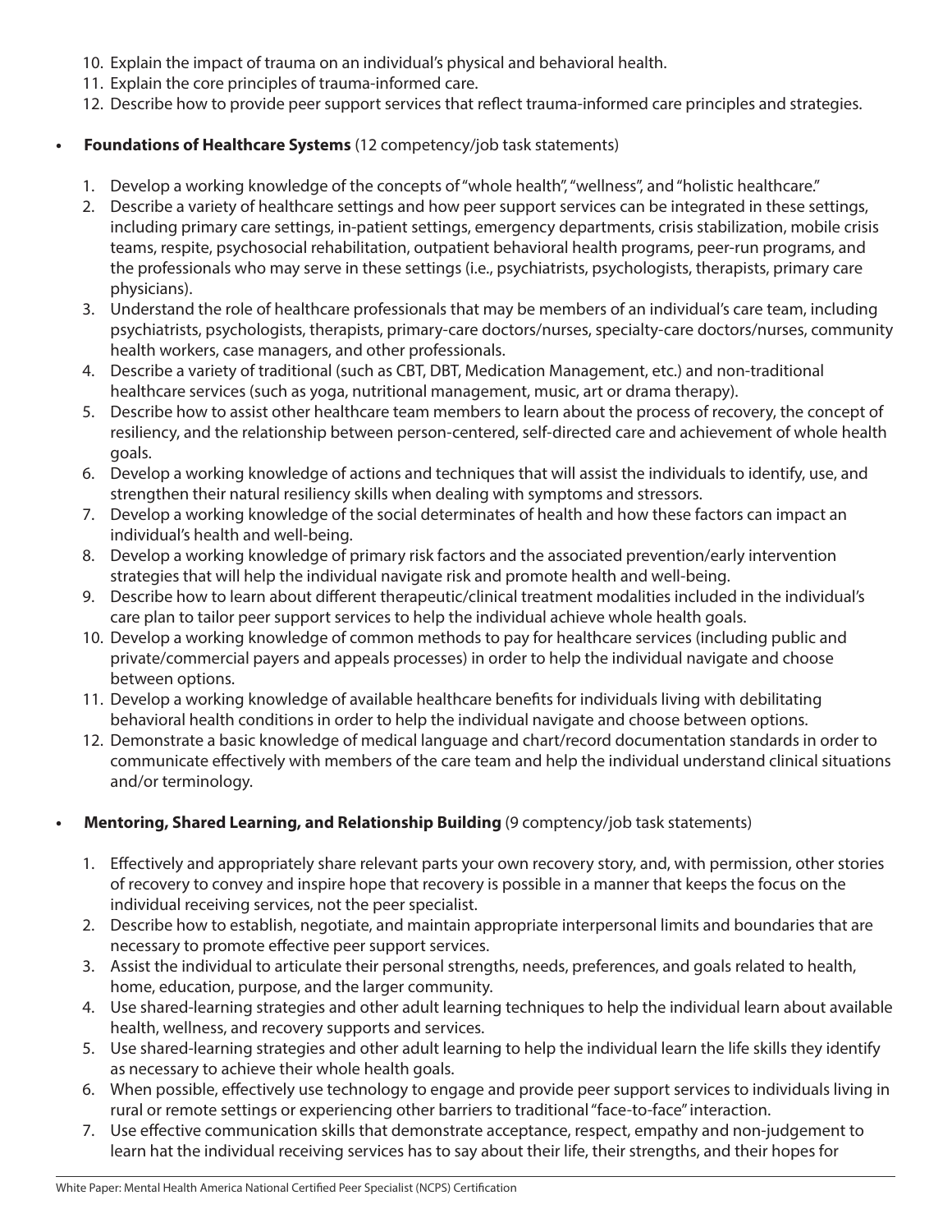10. Explain the impact of trauma on an individual's physical and behavioral health.
11. Explain the core principles of trauma-informed care.
12. Describe how to provide peer support services that reflect trauma-informed care principles and strategies.

- **Foundations of Healthcare Systems** (12 competency/job task statements)

  1. Develop a working knowledge of the concepts of "whole health", "wellness", and "holistic healthcare."
  2. Describe a variety of healthcare settings and how peer support services can be integrated in these settings, including primary care settings, in-patient settings, emergency departments, crisis stabilization, mobile crisis teams, respite, psychosocial rehabilitation, outpatient behavioral health programs, peer-run programs, and the professionals who may serve in these settings (i.e., psychiatrists, psychologists, therapists, primary care physicians).
  3. Understand the role of healthcare professionals that may be members of an individual's care team, including psychiatrists, psychologists, therapists, primary-care doctors/nurses, specialty-care doctors/nurses, community health workers, case managers, and other professionals.
  4. Describe a variety of traditional (such as CBT, DBT, Medication Management, etc.) and non-traditional healthcare services (such as yoga, nutritional management, music, art or drama therapy).
  5. Describe how to assist other healthcare team members to learn about the process of recovery, the concept of resiliency, and the relationship between person-centered, self-directed care and achievement of whole health goals.
  6. Develop a working knowledge of actions and techniques that will assist the individuals to identify, use, and strengthen their natural resiliency skills when dealing with symptoms and stressors.
  7. Develop a working knowledge of the social determinates of health and how these factors can impact an individual's health and well-being.
  8. Develop a working knowledge of primary risk factors and the associated prevention/early intervention strategies that will help the individual navigate risk and promote health and well-being.
  9. Describe how to learn about different therapeutic/clinical treatment modalities included in the individual's care plan to tailor peer support services to help the individual achieve whole health goals.
  10. Develop a working knowledge of common methods to pay for healthcare services (including public and private/commercial payers and appeals processes) in order to help the individual navigate and choose between options.
  11. Develop a working knowledge of available healthcare benefits for individuals living with debilitating behavioral health conditions in order to help the individual navigate and choose between options.
  12. Demonstrate a basic knowledge of medical language and chart/record documentation standards in order to communicate effectively with members of the care team and help the individual understand clinical situations and/or terminology.

- **Mentoring, Shared Learning, and Relationship Building** (9 comptency/job task statements)

  1. Effectively and appropriately share relevant parts your own recovery story, and, with permission, other stories of recovery to convey and inspire hope that recovery is possible in a manner that keeps the focus on the individual receiving services, not the peer specialist.
  2. Describe how to establish, negotiate, and maintain appropriate interpersonal limits and boundaries that are necessary to promote effective peer support services.
  3. Assist the individual to articulate their personal strengths, needs, preferences, and goals related to health, home, education, purpose, and the larger community.
  4. Use shared-learning strategies and other adult learning techniques to help the individual learn about available health, wellness, and recovery supports and services.
  5. Use shared-learning strategies and other adult learning to help the individual learn the life skills they identify as necessary to achieve their whole health goals.
  6. When possible, effectively use technology to engage and provide peer support services to individuals living in rural or remote settings or experiencing other barriers to traditional "face-to-face" interaction.
  7. Use effective communication skills that demonstrate acceptance, respect, empathy and non-judgement to learn hat the individual receiving services has to say about their life, their strengths, and their hopes for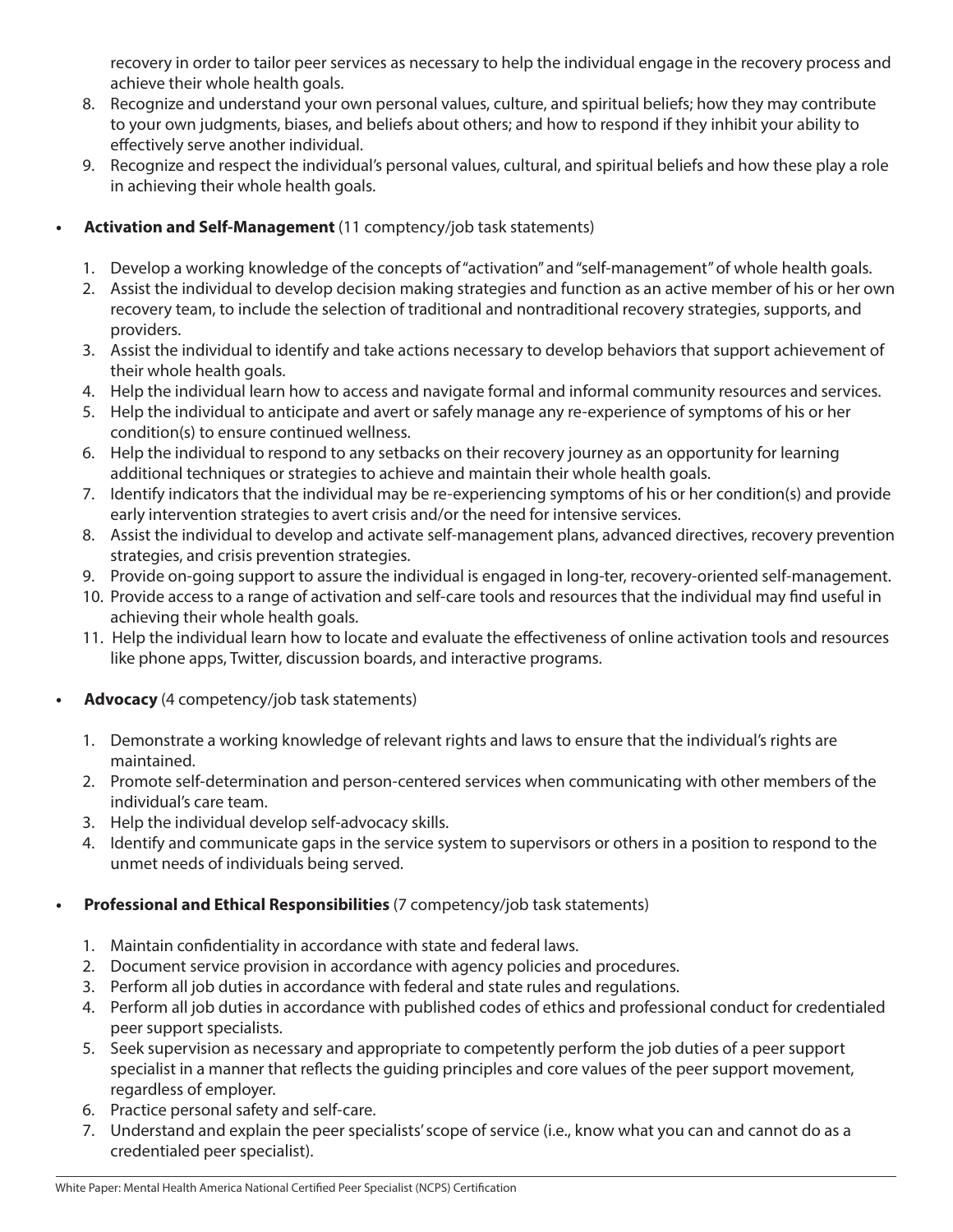recovery in order to tailor peer services as necessary to help the individual engage in the recovery process and achieve their whole health goals.

8. Recognize and understand your own personal values, culture, and spiritual beliefs; how they may contribute to your own judgments, biases, and beliefs about others; and how to respond if they inhibit your ability to effectively serve another individual.
9. Recognize and respect the individual's personal values, cultural, and spiritual beliefs and how these play a role in achieving their whole health goals.

- **Activation and Self-Management** (11 comptency/job task statements)

1. Develop a working knowledge of the concepts of "activation" and "self-management" of whole health goals.
2. Assist the individual to develop decision making strategies and function as an active member of his or her own recovery team, to include the selection of traditional and nontraditional recovery strategies, supports, and providers.
3. Assist the individual to identify and take actions necessary to develop behaviors that support achievement of their whole health goals.
4. Help the individual learn how to access and navigate formal and informal community resources and services.
5. Help the individual to anticipate and avert or safely manage any re-experience of symptoms of his or her condition(s) to ensure continued wellness.
6. Help the individual to respond to any setbacks on their recovery journey as an opportunity for learning additional techniques or strategies to achieve and maintain their whole health goals.
7. Identify indicators that the individual may be re-experiencing symptoms of his or her condition(s) and provide early intervention strategies to avert crisis and/or the need for intensive services.
8. Assist the individual to develop and activate self-management plans, advanced directives, recovery prevention strategies, and crisis prevention strategies.
9. Provide on-going support to assure the individual is engaged in long-ter, recovery-oriented self-management.
10. Provide access to a range of activation and self-care tools and resources that the individual may find useful in achieving their whole health goals.
11. Help the individual learn how to locate and evaluate the effectiveness of online activation tools and resources like phone apps, Twitter, discussion boards, and interactive programs.

- **Advocacy** (4 competency/job task statements)

1. Demonstrate a working knowledge of relevant rights and laws to ensure that the individual's rights are maintained.
2. Promote self-determination and person-centered services when communicating with other members of the individual's care team.
3. Help the individual develop self-advocacy skills.
4. Identify and communicate gaps in the service system to supervisors or others in a position to respond to the unmet needs of individuals being served.

- **Professional and Ethical Responsibilities** (7 competency/job task statements)

1. Maintain confidentiality in accordance with state and federal laws.
2. Document service provision in accordance with agency policies and procedures.
3. Perform all job duties in accordance with federal and state rules and regulations.
4. Perform all job duties in accordance with published codes of ethics and professional conduct for credentialed peer support specialists.
5. Seek supervision as necessary and appropriate to competently perform the job duties of a peer support specialist in a manner that reflects the guiding principles and core values of the peer support movement, regardless of employer.
6. Practice personal safety and self-care.
7. Understand and explain the peer specialists' scope of service (i.e., know what you can and cannot do as a credentialed peer specialist).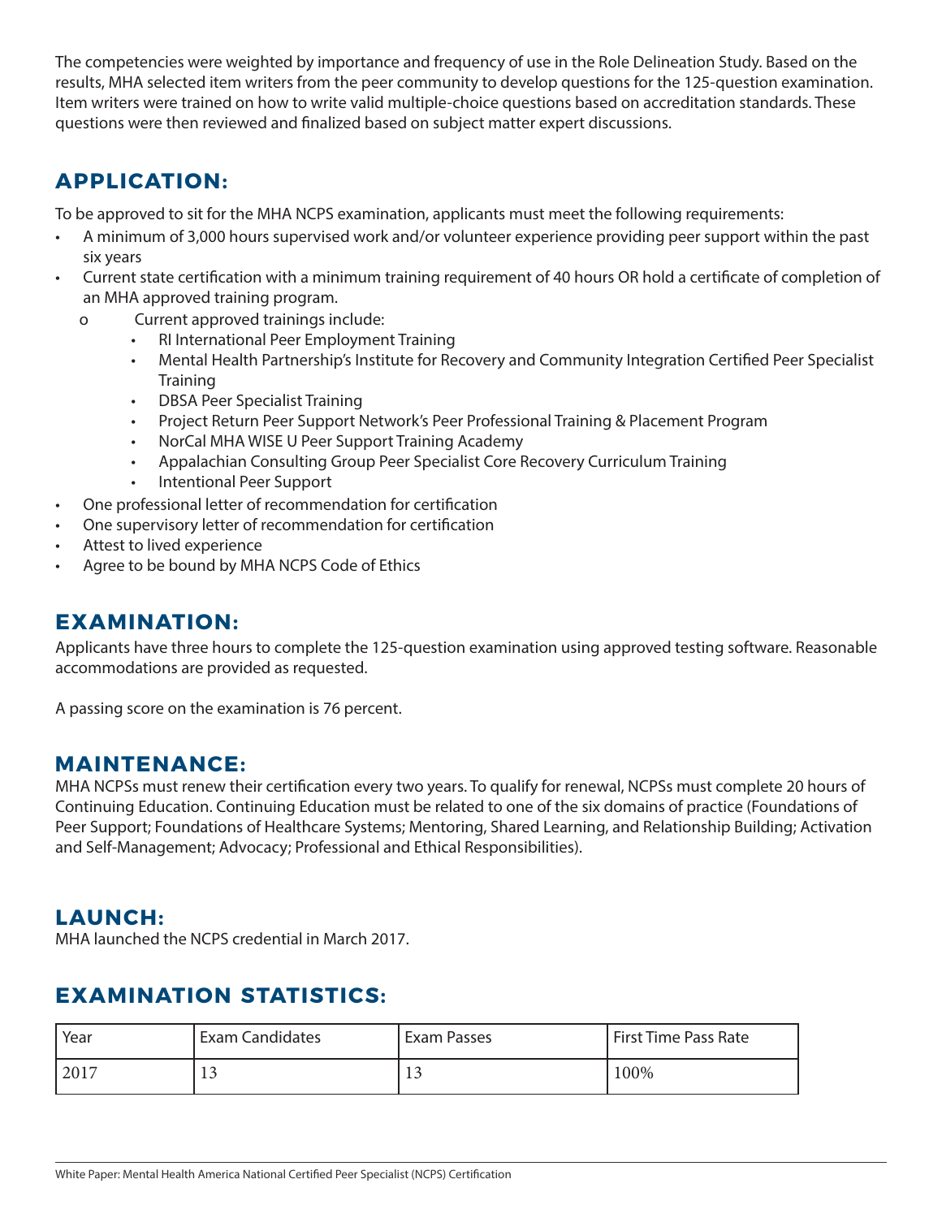The competencies were weighted by importance and frequency of use in the Role Delineation Study. Based on the results, MHA selected item writers from the peer community to develop questions for the 125-question examination. Item writers were trained on how to write valid multiple-choice questions based on accreditation standards. These questions were then reviewed and finalized based on subject matter expert discussions.

## APPLICATION:

To be approved to sit for the MHA NCPS examination, applicants must meet the following requirements:

- A minimum of 3,000 hours supervised work and/or volunteer experience providing peer support within the past six years
- Current state certification with a minimum training requirement of 40 hours OR hold a certificate of completion of an MHA approved training program.
  - Current approved trainings include:
    - RI International Peer Employment Training
    - Mental Health Partnership's Institute for Recovery and Community Integration Certified Peer Specialist Training
    - DBSA Peer Specialist Training
    - Project Return Peer Support Network's Peer Professional Training & Placement Program
    - NorCal MHA WISE U Peer Support Training Academy
    - Appalachian Consulting Group Peer Specialist Core Recovery Curriculum Training
    - Intentional Peer Support
- One professional letter of recommendation for certification
- One supervisory letter of recommendation for certification
- Attest to lived experience
- Agree to be bound by MHA NCPS Code of Ethics

## EXAMINATION:

Applicants have three hours to complete the 125-question examination using approved testing software. Reasonable accommodations are provided as requested.

A passing score on the examination is 76 percent.

## MAINTENANCE:

MHA NCPSs must renew their certification every two years. To qualify for renewal, NCPSs must complete 20 hours of Continuing Education. Continuing Education must be related to one of the six domains of practice (Foundations of Peer Support; Foundations of Healthcare Systems; Mentoring, Shared Learning, and Relationship Building; Activation and Self-Management; Advocacy; Professional and Ethical Responsibilities).

## LAUNCH:

MHA launched the NCPS credential in March 2017.

## EXAMINATION STATISTICS:

| Year | Exam Candidates | Exam Passes | First Time Pass Rate |
|---|---|---|---|
| 2017 | 13 | 13 | 100% |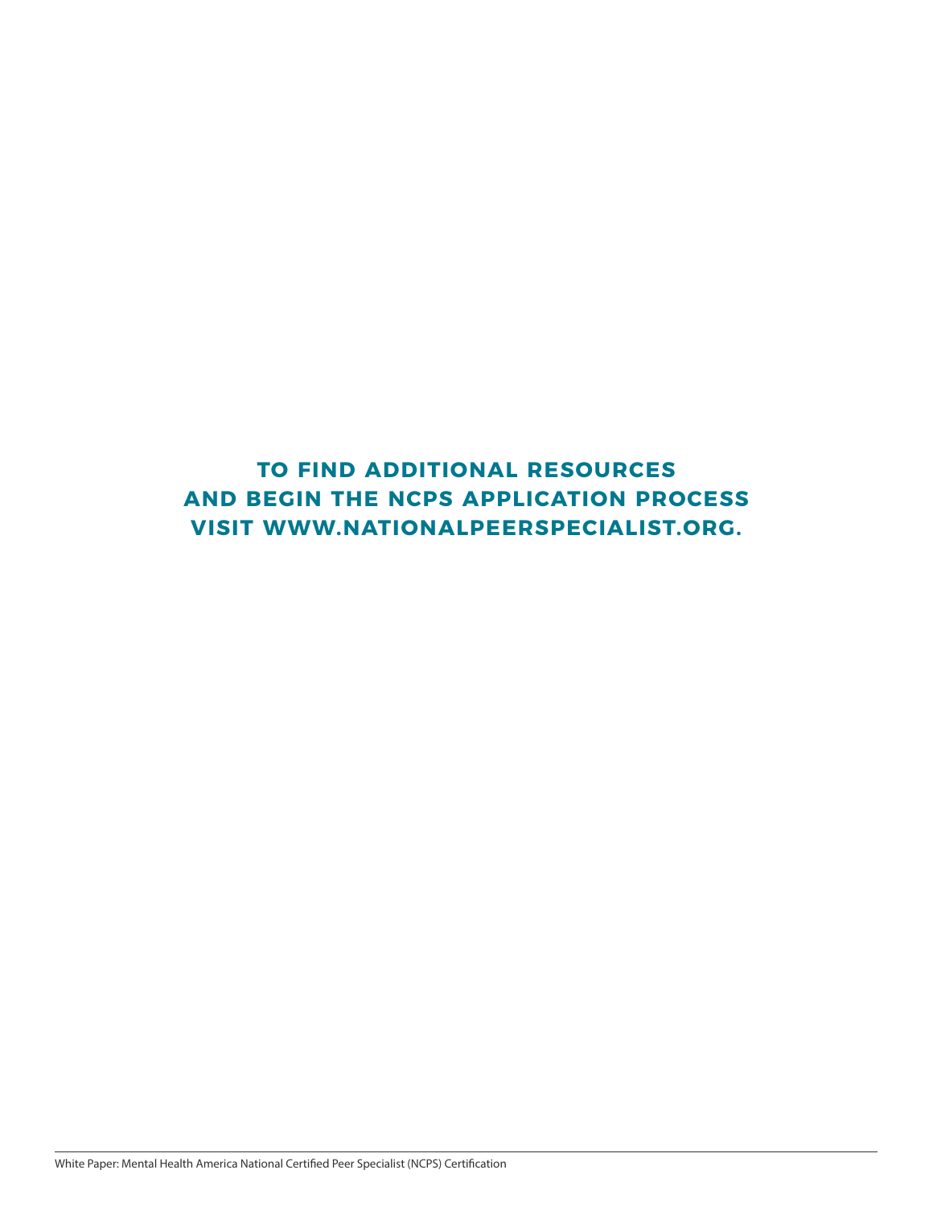**TO FIND ADDITIONAL RESOURCES AND BEGIN THE NCPS APPLICATION PROCESS VISIT WWW.NATIONALPEERSPECIALIST.ORG.**